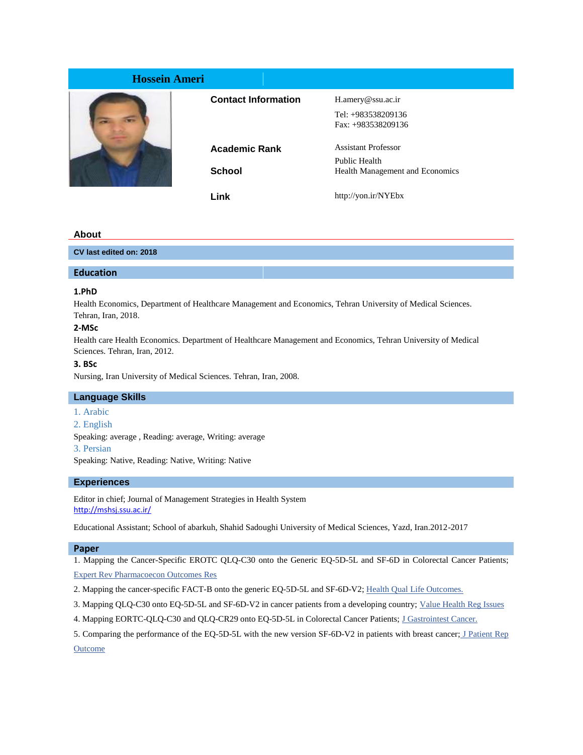# Hossein Ameri

**Contact Information**

H.amery@ssu.ac.ir

Tel: +983538209136
Fax: +983538209136

**Academic Rank**

Assistant Professor

**School**

Public Health
Health Management and Economics

**Link**

http://yon.ir/NYEbx

## About

**CV last edited on: 2018**

## Education

### 1.PhD

Health Economics, Department of Healthcare Management and Economics, Tehran University of Medical Sciences. Tehran, Iran, 2018.

### 2-MSc

Health care Health Economics. Department of Healthcare Management and Economics, Tehran University of Medical Sciences. Tehran, Iran, 2012.

### 3. BSc

Nursing, Iran University of Medical Sciences. Tehran, Iran, 2008.

## Language Skills

1. Arabic
2. English

Speaking: average , Reading: average, Writing: average

3. Persian

Speaking: Native, Reading: Native, Writing: Native

## Experiences

Editor in chief; Journal of Management Strategies in Health System
http://mshsj.ssu.ac.ir/

Educational Assistant; School of abarkuh, Shahid Sadoughi University of Medical Sciences, Yazd, Iran.2012-2017

## Paper

1. Mapping the Cancer-Specific EROTC QLQ-C30 onto the Generic EQ-5D-5L and SF-6D in Colorectal Cancer Patients; Expert Rev Pharmacoecon Outcomes Res
2. Mapping the cancer-specific FACT-B onto the generic EQ-5D-5L and SF-6D-V2; Health Qual Life Outcomes.
3. Mapping QLQ-C30 onto EQ-5D-5L and SF-6D-V2 in cancer patients from a developing country; Value Health Reg Issues
4. Mapping EORTC-QLQ-C30 and QLQ-CR29 onto EQ-5D-5L in Colorectal Cancer Patients; J Gastrointest Cancer.
5. Comparing the performance of the EQ-5D-5L with the new version SF-6D-V2 in patients with breast cancer; J Patient Rep Outcome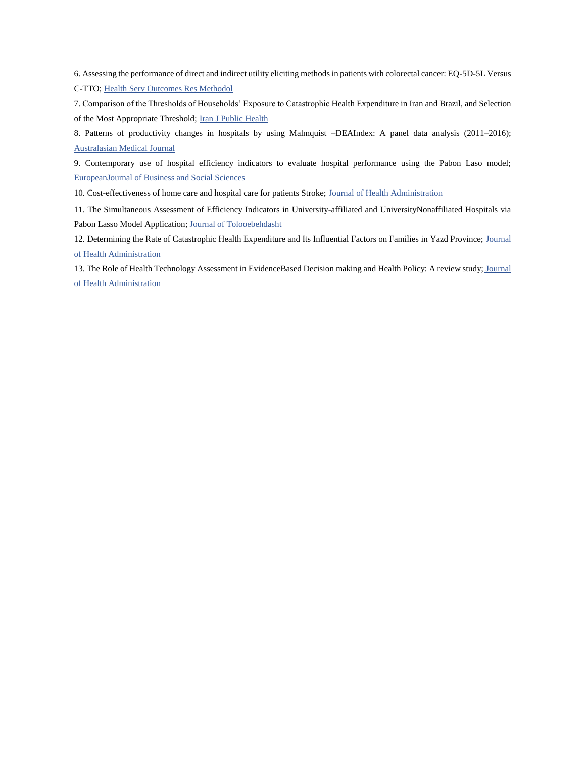6. Assessing the performance of direct and indirect utility eliciting methods in patients with colorectal cancer: EQ-5D-5L Versus C-TTO; Health Serv Outcomes Res Methodol

7. Comparison of the Thresholds of Households' Exposure to Catastrophic Health Expenditure in Iran and Brazil, and Selection of the Most Appropriate Threshold; Iran J Public Health

8. Patterns of productivity changes in hospitals by using Malmquist –DEAIndex: A panel data analysis (2011–2016); Australasian Medical Journal

9. Contemporary use of hospital efficiency indicators to evaluate hospital performance using the Pabon Laso model; EuropeanJournal of Business and Social Sciences

10. Cost-effectiveness of home care and hospital care for patients Stroke; Journal of Health Administration

11. The Simultaneous Assessment of Efficiency Indicators in University-affiliated and UniversityNonaffiliated Hospitals via Pabon Lasso Model Application; Journal of Tolooebehdasht

12. Determining the Rate of Catastrophic Health Expenditure and Its Influential Factors on Families in Yazd Province; Journal of Health Administration

13. The Role of Health Technology Assessment in EvidenceBased Decision making and Health Policy: A review study; Journal of Health Administration